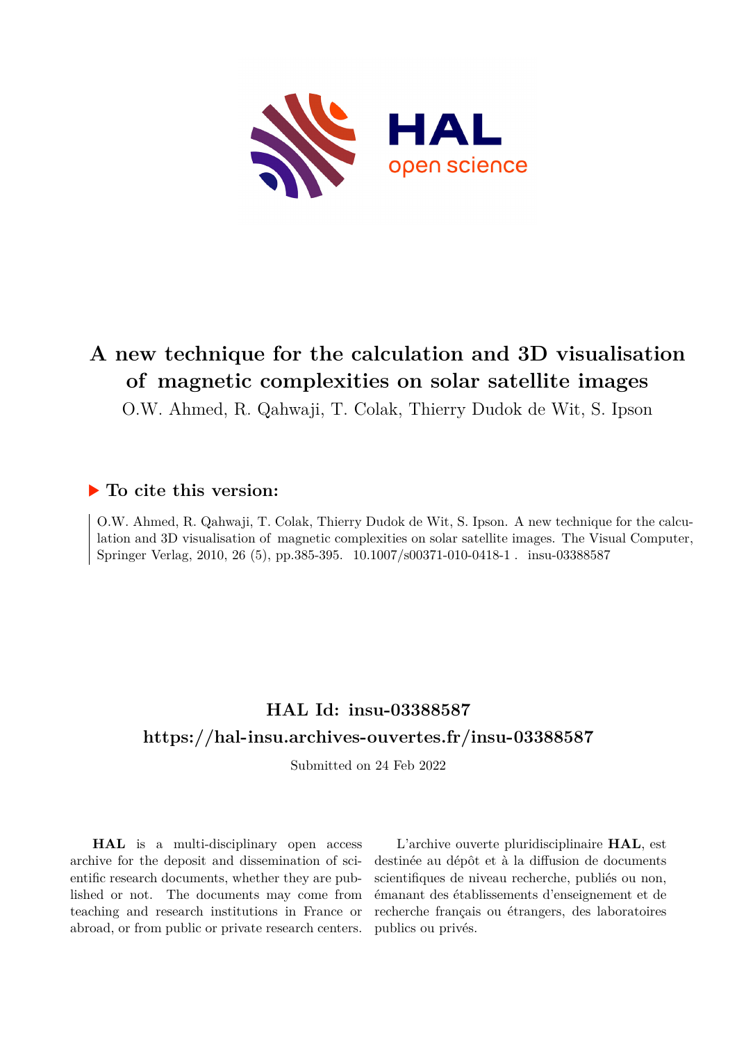# A new technique for the calculation and 3D visualisation of magnetic complexities on solar satellite images

O.W. Ahmed, R. Qahwaji, T. Colak, Thierry Dudok de Wit, S. Ipson

## ▶ To cite this version:

O.W. Ahmed, R. Qahwaji, T. Colak, Thierry Dudok de Wit, S. Ipson. A new technique for the calculation and 3D visualisation of magnetic complexities on solar satellite images. The Visual Computer, Springer Verlag, 2010, 26 (5), pp.385-395. 10.1007/s00371-010-0418-1 . insu-03388587

## HAL Id: insu-03388587

## https://hal-insu.archives-ouvertes.fr/insu-03388587

Submitted on 24 Feb 2022

**HAL** is a multi-disciplinary open access archive for the deposit and dissemination of scientific research documents, whether they are published or not. The documents may come from teaching and research institutions in France or abroad, or from public or private research centers.

L'archive ouverte pluridisciplinaire **HAL**, est destinée au dépôt et à la diffusion de documents scientifiques de niveau recherche, publiés ou non, émanant des établissements d'enseignement et de recherche français ou étrangers, des laboratoires publics ou privés.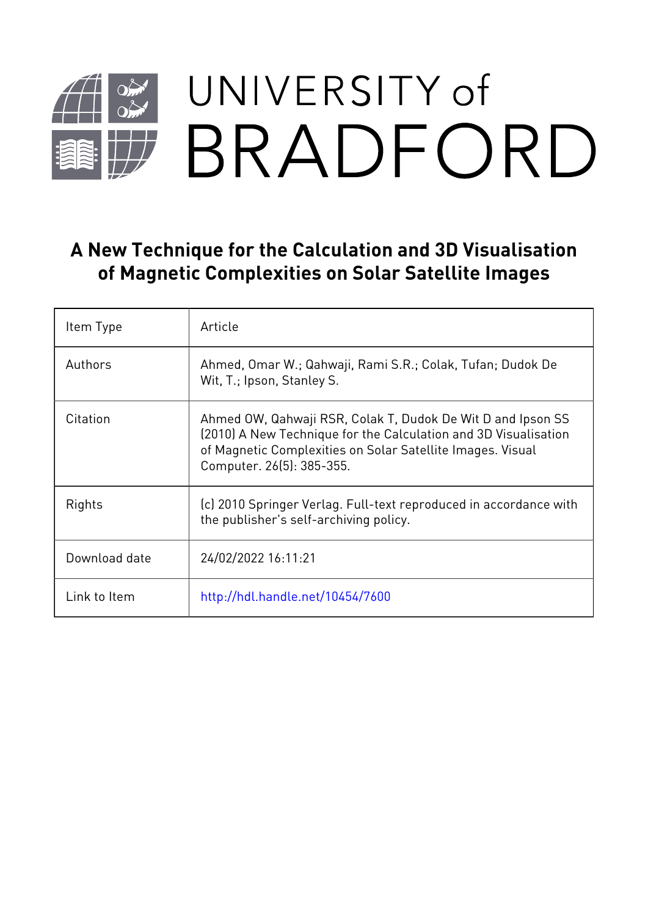# A New Technique for the Calculation and 3D Visualisation of Magnetic Complexities on Solar Satellite Images

| Item Type | Article |
|---|---|
| Authors | Ahmed, Omar W.; Qahwaji, Rami S.R.; Colak, Tufan; Dudok De Wit, T.; Ipson, Stanley S. |
| Citation | Ahmed OW, Qahwaji RSR, Colak T, Dudok De Wit D and Ipson SS (2010) A New Technique for the Calculation and 3D Visualisation of Magnetic Complexities on Solar Satellite Images. Visual Computer. 26(5): 385-355. |
| Rights | (c) 2010 Springer Verlag. Full-text reproduced in accordance with the publisher's self-archiving policy. |
| Download date | 24/02/2022 16:11:21 |
| Link to Item | http://hdl.handle.net/10454/7600 |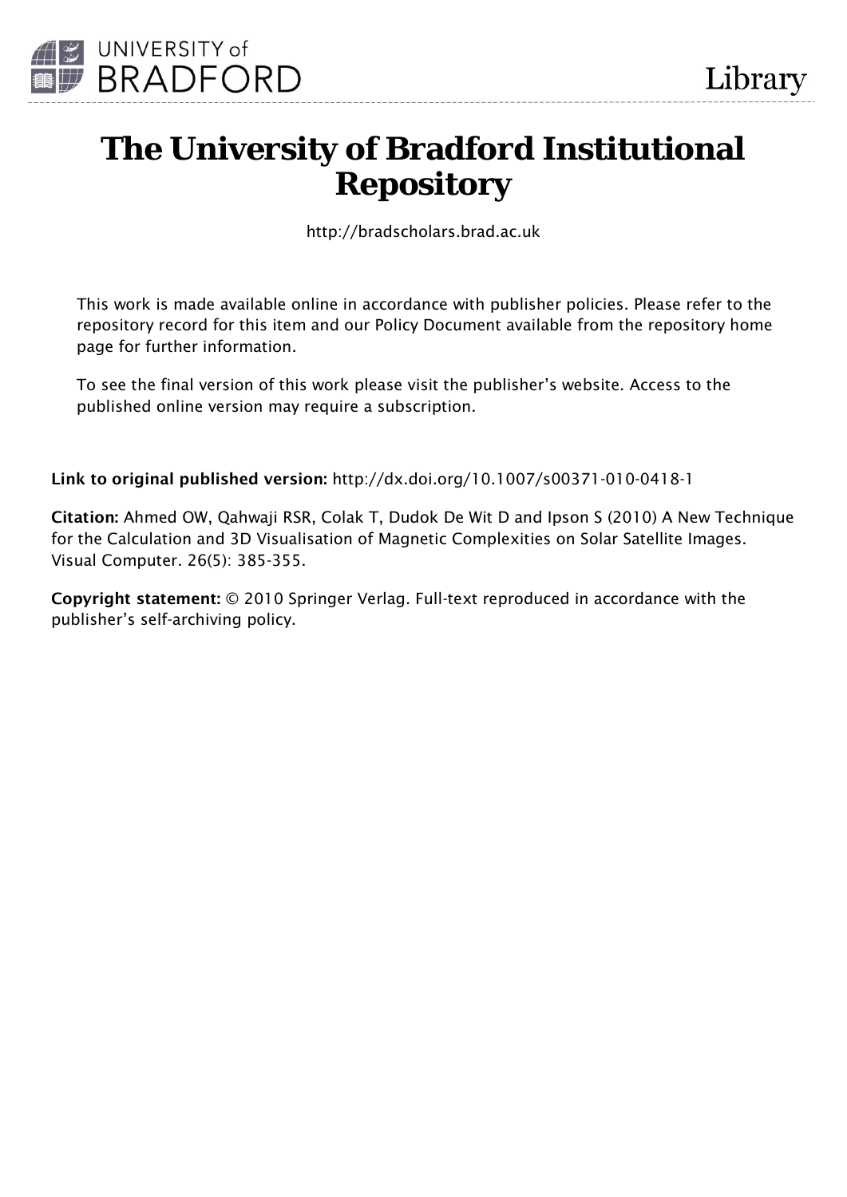# The University of Bradford Institutional Repository

http://bradscholars.brad.ac.uk

This work is made available online in accordance with publisher policies. Please refer to the repository record for this item and our Policy Document available from the repository home page for further information.

To see the final version of this work please visit the publisher's website. Access to the published online version may require a subscription.

**Link to original published version:** http://dx.doi.org/10.1007/s00371-010-0418-1

**Citation:** Ahmed OW, Qahwaji RSR, Colak T, Dudok De Wit D and Ipson S (2010) A New Technique for the Calculation and 3D Visualisation of Magnetic Complexities on Solar Satellite Images. Visual Computer. 26(5): 385-355.

**Copyright statement:** © 2010 Springer Verlag. Full-text reproduced in accordance with the publisher's self-archiving policy.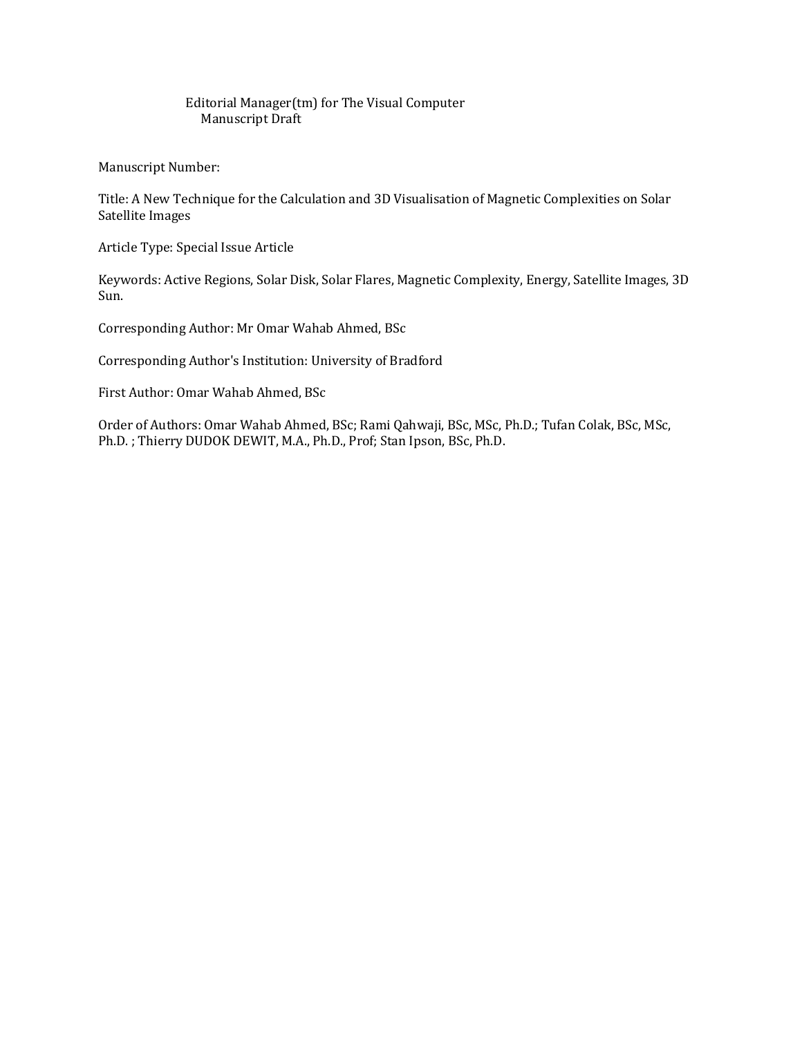Editorial Manager(tm) for The Visual Computer
Manuscript Draft

Manuscript Number:

Title: A New Technique for the Calculation and 3D Visualisation of Magnetic Complexities on Solar Satellite Images

Article Type: Special Issue Article

Keywords: Active Regions, Solar Disk, Solar Flares, Magnetic Complexity, Energy, Satellite Images, 3D Sun.

Corresponding Author: Mr Omar Wahab Ahmed, BSc

Corresponding Author's Institution: University of Bradford

First Author: Omar Wahab Ahmed, BSc

Order of Authors: Omar Wahab Ahmed, BSc; Rami Qahwaji, BSc, MSc, Ph.D.; Tufan Colak, BSc, MSc, Ph.D. ; Thierry DUDOK DEWIT, M.A., Ph.D., Prof; Stan Ipson, BSc, Ph.D.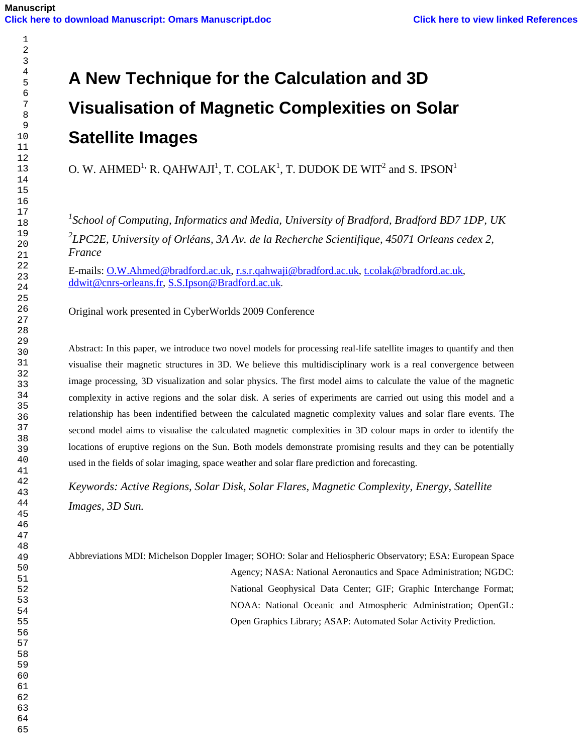Manuscript

Click here to download Manuscript: Omars Manuscript.doc

Click here to view linked References

# A New Technique for the Calculation and 3D Visualisation of Magnetic Complexities on Solar Satellite Images

O. W. AHMED[1,] R. QAHWAJI[1], T. COLAK[1], T. DUDOK DE WIT[2] and S. IPSON[1]

[1]*School of Computing, Informatics and Media, University of Bradford, Bradford BD7 1DP, UK*

[2]*LPC2E, University of Orléans, 3A Av. de la Recherche Scientifique, 45071 Orleans cedex 2, France*

E-mails: O.W.Ahmed@bradford.ac.uk, r.s.r.qahwaji@bradford.ac.uk, t.colak@bradford.ac.uk, ddwit@cnrs-orleans.fr, S.S.Ipson@Bradford.ac.uk.

Original work presented in CyberWorlds 2009 Conference

Abstract: In this paper, we introduce two novel models for processing real-life satellite images to quantify and then visualise their magnetic structures in 3D. We believe this multidisciplinary work is a real convergence between image processing, 3D visualization and solar physics. The first model aims to calculate the value of the magnetic complexity in active regions and the solar disk. A series of experiments are carried out using this model and a relationship has been indentified between the calculated magnetic complexity values and solar flare events. The second model aims to visualise the calculated magnetic complexities in 3D colour maps in order to identify the locations of eruptive regions on the Sun. Both models demonstrate promising results and they can be potentially used in the fields of solar imaging, space weather and solar flare prediction and forecasting.

*Keywords: Active Regions, Solar Disk, Solar Flares, Magnetic Complexity, Energy, Satellite Images, 3D Sun.*

Abbreviations MDI: Michelson Doppler Imager; SOHO: Solar and Heliospheric Observatory; ESA: European Space Agency; NASA: National Aeronautics and Space Administration; NGDC: National Geophysical Data Center; GIF; Graphic Interchange Format; NOAA: National Oceanic and Atmospheric Administration; OpenGL: Open Graphics Library; ASAP: Automated Solar Activity Prediction.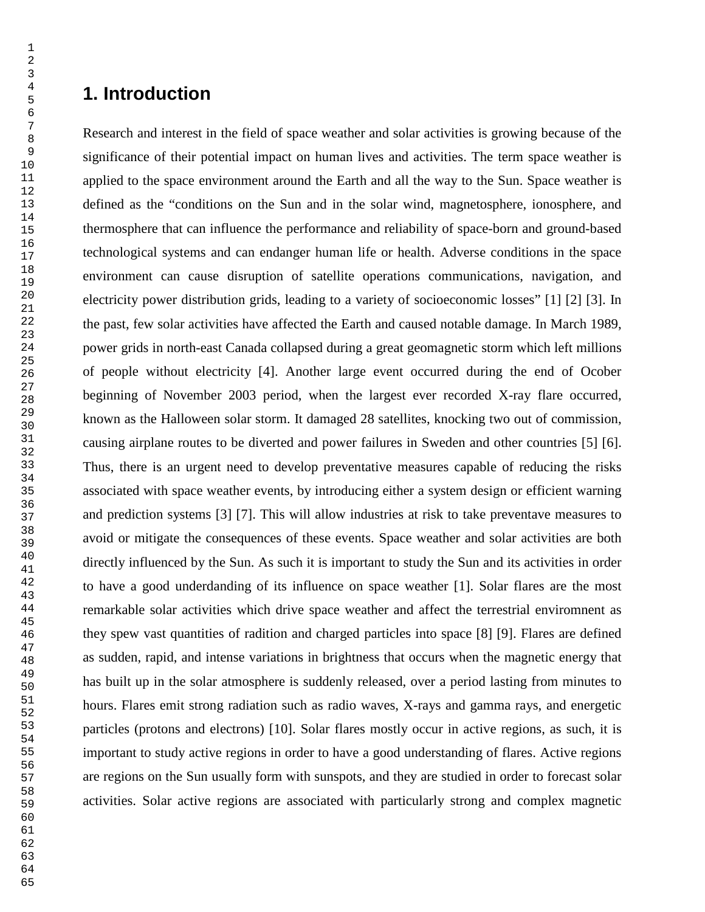# 1. Introduction

Research and interest in the field of space weather and solar activities is growing because of the significance of their potential impact on human lives and activities. The term space weather is applied to the space environment around the Earth and all the way to the Sun. Space weather is defined as the "conditions on the Sun and in the solar wind, magnetosphere, ionosphere, and thermosphere that can influence the performance and reliability of space-born and ground-based technological systems and can endanger human life or health. Adverse conditions in the space environment can cause disruption of satellite operations communications, navigation, and electricity power distribution grids, leading to a variety of socioeconomic losses" [1] [2] [3]. In the past, few solar activities have affected the Earth and caused notable damage. In March 1989, power grids in north-east Canada collapsed during a great geomagnetic storm which left millions of people without electricity [4]. Another large event occurred during the end of Ocober beginning of November 2003 period, when the largest ever recorded X-ray flare occurred, known as the Halloween solar storm. It damaged 28 satellites, knocking two out of commission, causing airplane routes to be diverted and power failures in Sweden and other countries [5] [6]. Thus, there is an urgent need to develop preventative measures capable of reducing the risks associated with space weather events, by introducing either a system design or efficient warning and prediction systems [3] [7]. This will allow industries at risk to take preventave measures to avoid or mitigate the consequences of these events. Space weather and solar activities are both directly influenced by the Sun. As such it is important to study the Sun and its activities in order to have a good underdanding of its influence on space weather [1]. Solar flares are the most remarkable solar activities which drive space weather and affect the terrestrial enviromnent as they spew vast quantities of radition and charged particles into space [8] [9]. Flares are defined as sudden, rapid, and intense variations in brightness that occurs when the magnetic energy that has built up in the solar atmosphere is suddenly released, over a period lasting from minutes to hours. Flares emit strong radiation such as radio waves, X-rays and gamma rays, and energetic particles (protons and electrons) [10]. Solar flares mostly occur in active regions, as such, it is important to study active regions in order to have a good understanding of flares. Active regions are regions on the Sun usually form with sunspots, and they are studied in order to forecast solar activities. Solar active regions are associated with particularly strong and complex magnetic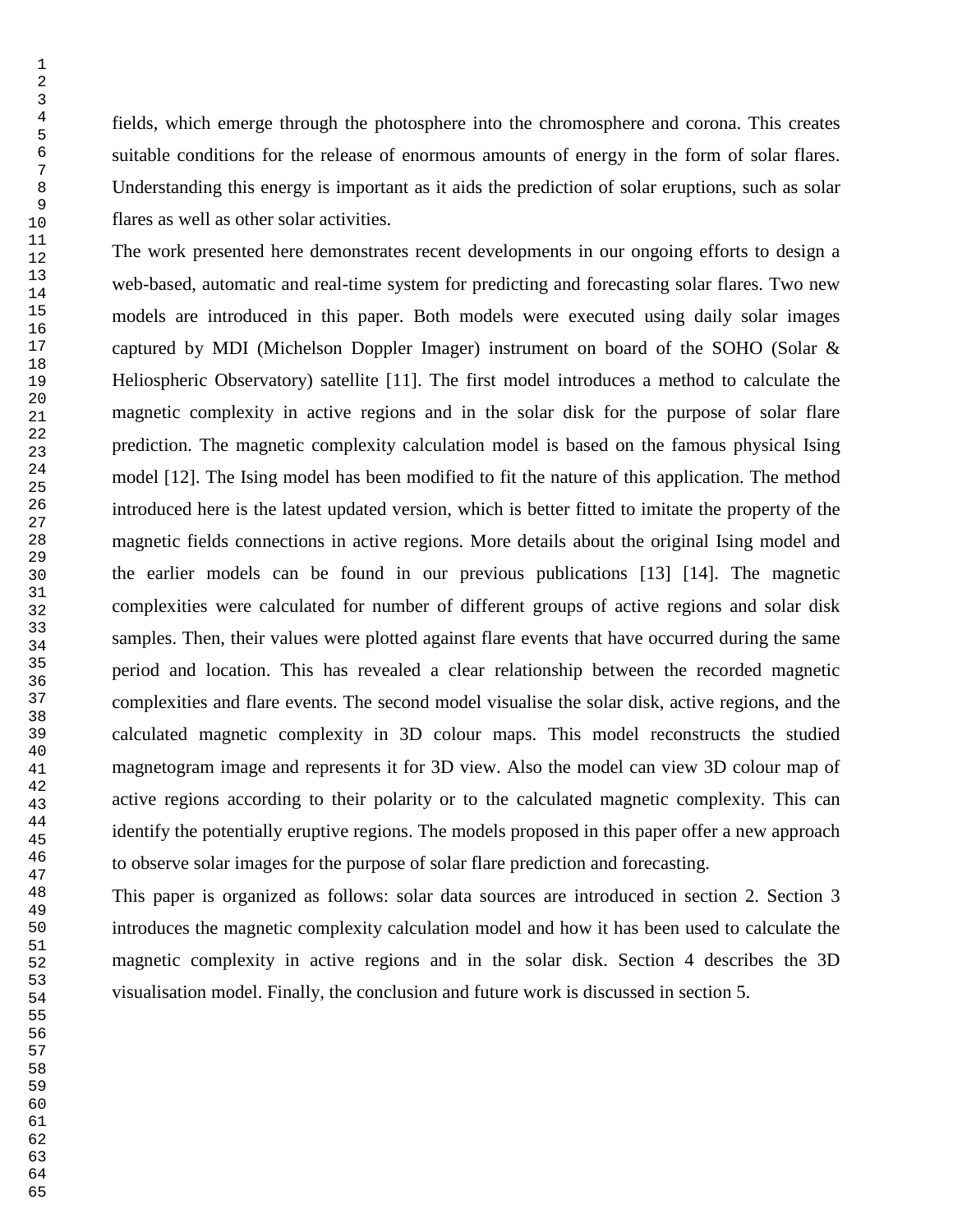fields, which emerge through the photosphere into the chromosphere and corona. This creates suitable conditions for the release of enormous amounts of energy in the form of solar flares. Understanding this energy is important as it aids the prediction of solar eruptions, such as solar flares as well as other solar activities.

The work presented here demonstrates recent developments in our ongoing efforts to design a web-based, automatic and real-time system for predicting and forecasting solar flares. Two new models are introduced in this paper. Both models were executed using daily solar images captured by MDI (Michelson Doppler Imager) instrument on board of the SOHO (Solar & Heliospheric Observatory) satellite [11]. The first model introduces a method to calculate the magnetic complexity in active regions and in the solar disk for the purpose of solar flare prediction. The magnetic complexity calculation model is based on the famous physical Ising model [12]. The Ising model has been modified to fit the nature of this application. The method introduced here is the latest updated version, which is better fitted to imitate the property of the magnetic fields connections in active regions. More details about the original Ising model and the earlier models can be found in our previous publications [13] [14]. The magnetic complexities were calculated for number of different groups of active regions and solar disk samples. Then, their values were plotted against flare events that have occurred during the same period and location. This has revealed a clear relationship between the recorded magnetic complexities and flare events. The second model visualise the solar disk, active regions, and the calculated magnetic complexity in 3D colour maps. This model reconstructs the studied magnetogram image and represents it for 3D view. Also the model can view 3D colour map of active regions according to their polarity or to the calculated magnetic complexity. This can identify the potentially eruptive regions. The models proposed in this paper offer a new approach to observe solar images for the purpose of solar flare prediction and forecasting.

This paper is organized as follows: solar data sources are introduced in section 2. Section 3 introduces the magnetic complexity calculation model and how it has been used to calculate the magnetic complexity in active regions and in the solar disk. Section 4 describes the 3D visualisation model. Finally, the conclusion and future work is discussed in section 5.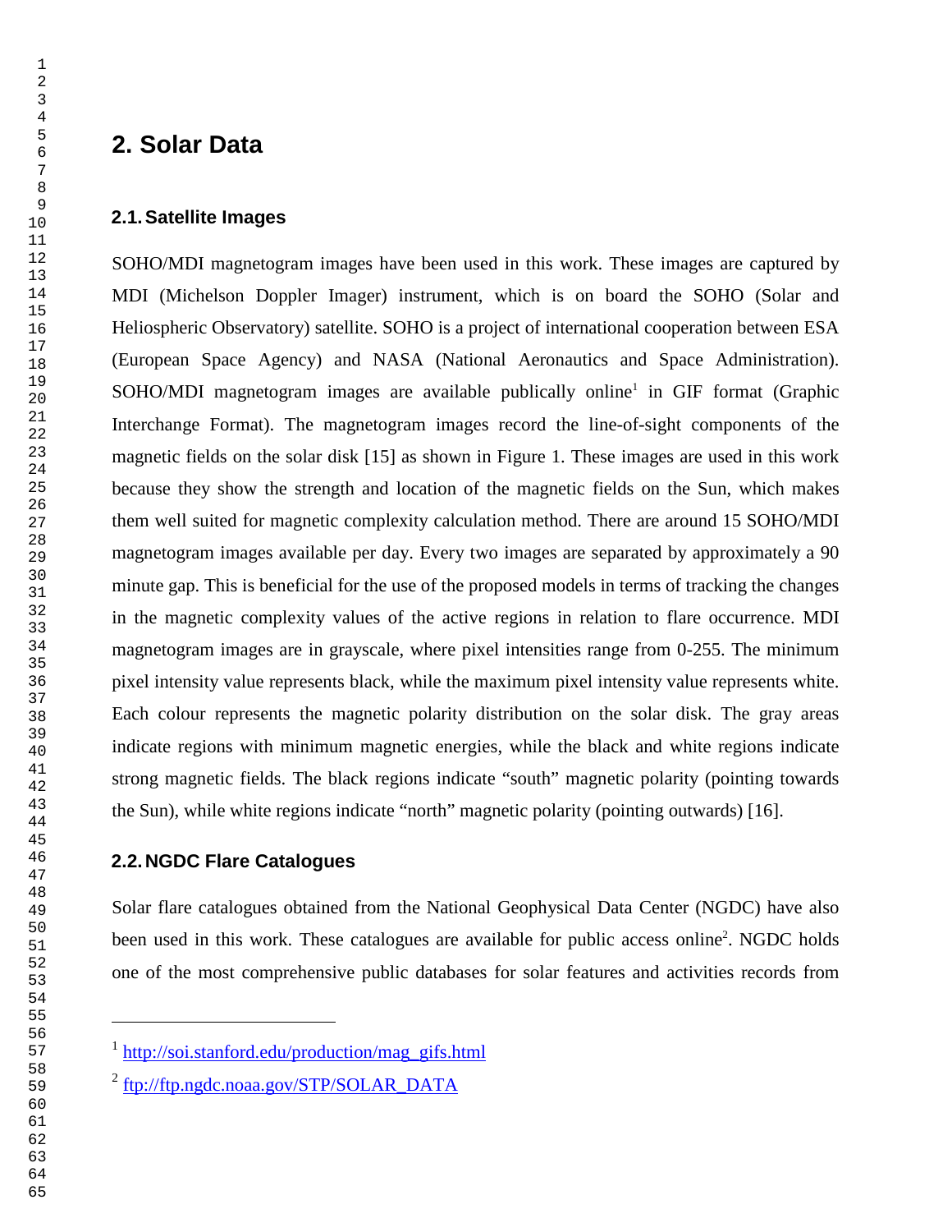## 2. Solar Data

### 2.1. Satellite Images

SOHO/MDI magnetogram images have been used in this work. These images are captured by MDI (Michelson Doppler Imager) instrument, which is on board the SOHO (Solar and Heliospheric Observatory) satellite. SOHO is a project of international cooperation between ESA (European Space Agency) and NASA (National Aeronautics and Space Administration). SOHO/MDI magnetogram images are available publically online[1] in GIF format (Graphic Interchange Format). The magnetogram images record the line-of-sight components of the magnetic fields on the solar disk [15] as shown in Figure 1. These images are used in this work because they show the strength and location of the magnetic fields on the Sun, which makes them well suited for magnetic complexity calculation method. There are around 15 SOHO/MDI magnetogram images available per day. Every two images are separated by approximately a 90 minute gap. This is beneficial for the use of the proposed models in terms of tracking the changes in the magnetic complexity values of the active regions in relation to flare occurrence. MDI magnetogram images are in grayscale, where pixel intensities range from 0-255. The minimum pixel intensity value represents black, while the maximum pixel intensity value represents white. Each colour represents the magnetic polarity distribution on the solar disk. The gray areas indicate regions with minimum magnetic energies, while the black and white regions indicate strong magnetic fields. The black regions indicate "south" magnetic polarity (pointing towards the Sun), while white regions indicate "north" magnetic polarity (pointing outwards) [16].

### 2.2. NGDC Flare Catalogues

Solar flare catalogues obtained from the National Geophysical Data Center (NGDC) have also been used in this work. These catalogues are available for public access online[2]. NGDC holds one of the most comprehensive public databases for solar features and activities records from

---

[1] http://soi.stanford.edu/production/mag_gifs.html

[2] ftp://ftp.ngdc.noaa.gov/STP/SOLAR_DATA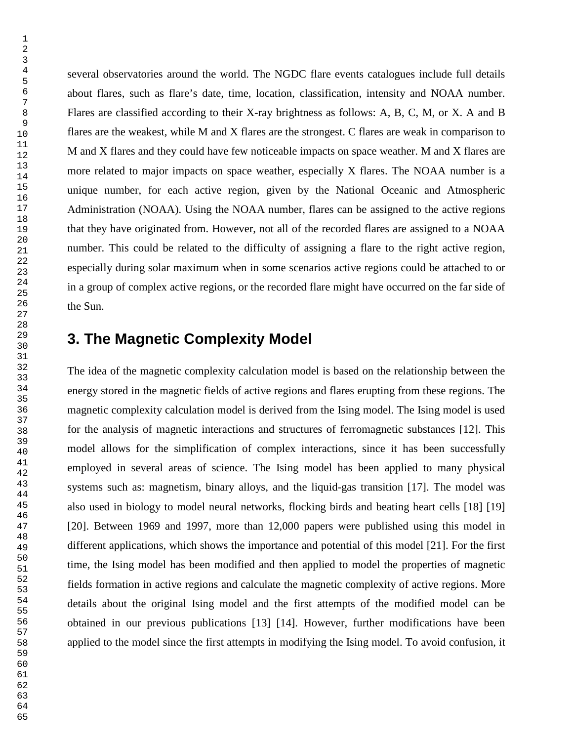several observatories around the world. The NGDC flare events catalogues include full details about flares, such as flare's date, time, location, classification, intensity and NOAA number. Flares are classified according to their X-ray brightness as follows: A, B, C, M, or X. A and B flares are the weakest, while M and X flares are the strongest. C flares are weak in comparison to M and X flares and they could have few noticeable impacts on space weather. M and X flares are more related to major impacts on space weather, especially X flares. The NOAA number is a unique number, for each active region, given by the National Oceanic and Atmospheric Administration (NOAA). Using the NOAA number, flares can be assigned to the active regions that they have originated from. However, not all of the recorded flares are assigned to a NOAA number. This could be related to the difficulty of assigning a flare to the right active region, especially during solar maximum when in some scenarios active regions could be attached to or in a group of complex active regions, or the recorded flare might have occurred on the far side of the Sun.

## 3. The Magnetic Complexity Model

The idea of the magnetic complexity calculation model is based on the relationship between the energy stored in the magnetic fields of active regions and flares erupting from these regions. The magnetic complexity calculation model is derived from the Ising model. The Ising model is used for the analysis of magnetic interactions and structures of ferromagnetic substances [12]. This model allows for the simplification of complex interactions, since it has been successfully employed in several areas of science. The Ising model has been applied to many physical systems such as: magnetism, binary alloys, and the liquid-gas transition [17]. The model was also used in biology to model neural networks, flocking birds and beating heart cells [18] [19] [20]. Between 1969 and 1997, more than 12,000 papers were published using this model in different applications, which shows the importance and potential of this model [21]. For the first time, the Ising model has been modified and then applied to model the properties of magnetic fields formation in active regions and calculate the magnetic complexity of active regions. More details about the original Ising model and the first attempts of the modified model can be obtained in our previous publications [13] [14]. However, further modifications have been applied to the model since the first attempts in modifying the Ising model. To avoid confusion, it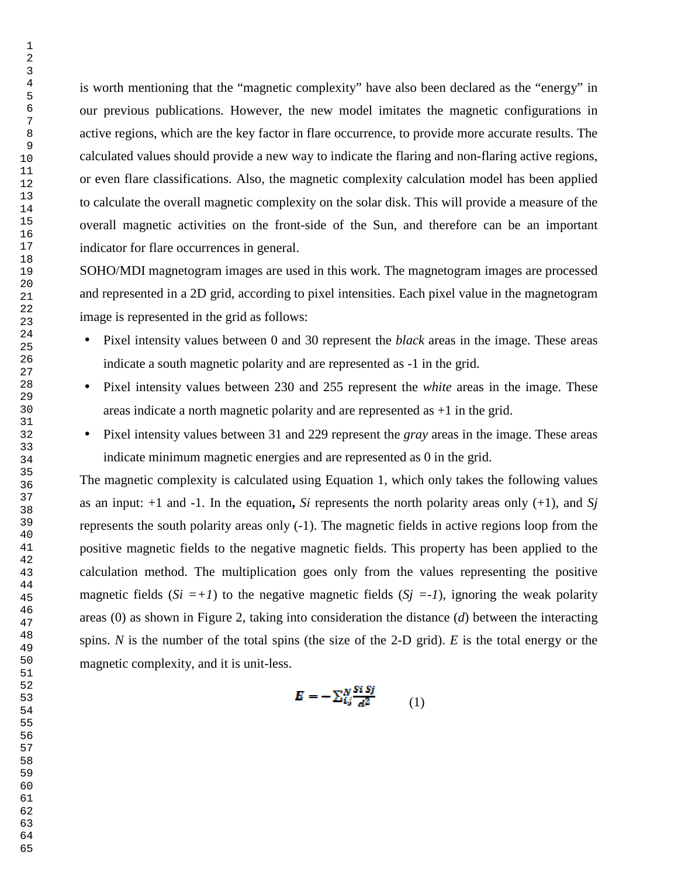is worth mentioning that the "magnetic complexity" have also been declared as the "energy" in our previous publications. However, the new model imitates the magnetic configurations in active regions, which are the key factor in flare occurrence, to provide more accurate results. The calculated values should provide a new way to indicate the flaring and non-flaring active regions, or even flare classifications. Also, the magnetic complexity calculation model has been applied to calculate the overall magnetic complexity on the solar disk. This will provide a measure of the overall magnetic activities on the front-side of the Sun, and therefore can be an important indicator for flare occurrences in general.

SOHO/MDI magnetogram images are used in this work. The magnetogram images are processed and represented in a 2D grid, according to pixel intensities. Each pixel value in the magnetogram image is represented in the grid as follows:

- Pixel intensity values between 0 and 30 represent the *black* areas in the image. These areas indicate a south magnetic polarity and are represented as -1 in the grid.
- Pixel intensity values between 230 and 255 represent the *white* areas in the image. These areas indicate a north magnetic polarity and are represented as +1 in the grid.
- Pixel intensity values between 31 and 229 represent the *gray* areas in the image. These areas indicate minimum magnetic energies and are represented as 0 in the grid.

The magnetic complexity is calculated using Equation 1, which only takes the following values as an input: +1 and -1. In the equation**,** *Si* represents the north polarity areas only (+1), and *Sj* represents the south polarity areas only (-1). The magnetic fields in active regions loop from the positive magnetic fields to the negative magnetic fields. This property has been applied to the calculation method. The multiplication goes only from the values representing the positive magnetic fields ($Si = +1$) to the negative magnetic fields ($Sj = -1$), ignoring the weak polarity areas (0) as shown in Figure 2, taking into consideration the distance (*d*) between the interacting spins. *N* is the number of the total spins (the size of the 2-D grid). *E* is the total energy or the magnetic complexity, and it is unit-less.

$$E = -\sum_{i,j}^{N} \frac{Si\ Sj}{d^2} \qquad (1)$$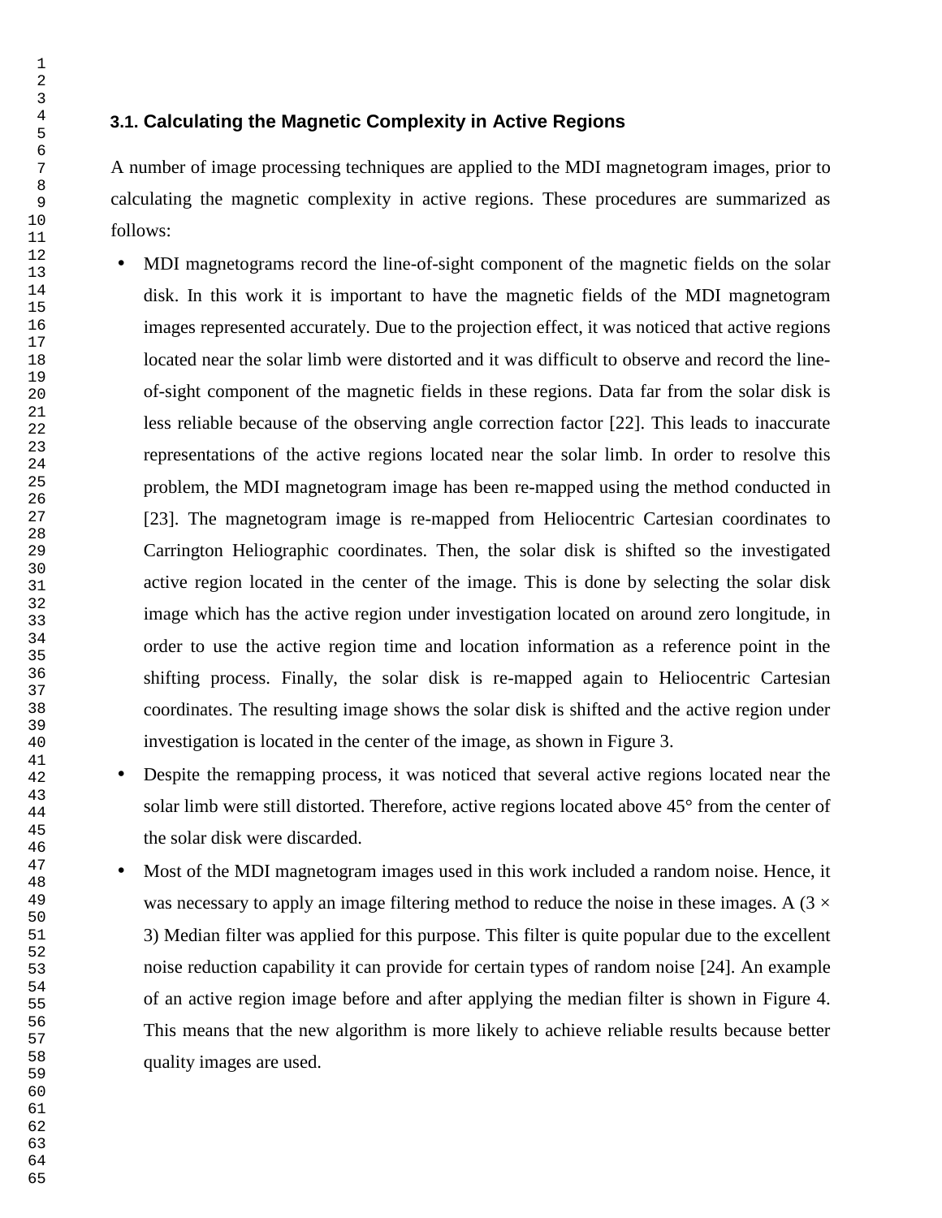### 3.1. Calculating the Magnetic Complexity in Active Regions

A number of image processing techniques are applied to the MDI magnetogram images, prior to calculating the magnetic complexity in active regions. These procedures are summarized as follows:

- MDI magnetograms record the line-of-sight component of the magnetic fields on the solar disk. In this work it is important to have the magnetic fields of the MDI magnetogram images represented accurately. Due to the projection effect, it was noticed that active regions located near the solar limb were distorted and it was difficult to observe and record the line-of-sight component of the magnetic fields in these regions. Data far from the solar disk is less reliable because of the observing angle correction factor [22]. This leads to inaccurate representations of the active regions located near the solar limb. In order to resolve this problem, the MDI magnetogram image has been re-mapped using the method conducted in [23]. The magnetogram image is re-mapped from Heliocentric Cartesian coordinates to Carrington Heliographic coordinates. Then, the solar disk is shifted so the investigated active region located in the center of the image. This is done by selecting the solar disk image which has the active region under investigation located on around zero longitude, in order to use the active region time and location information as a reference point in the shifting process. Finally, the solar disk is re-mapped again to Heliocentric Cartesian coordinates. The resulting image shows the solar disk is shifted and the active region under investigation is located in the center of the image, as shown in Figure 3.
- Despite the remapping process, it was noticed that several active regions located near the solar limb were still distorted. Therefore, active regions located above 45° from the center of the solar disk were discarded.
- Most of the MDI magnetogram images used in this work included a random noise. Hence, it was necessary to apply an image filtering method to reduce the noise in these images. A ($3 \times 3$) Median filter was applied for this purpose. This filter is quite popular due to the excellent noise reduction capability it can provide for certain types of random noise [24]. An example of an active region image before and after applying the median filter is shown in Figure 4. This means that the new algorithm is more likely to achieve reliable results because better quality images are used.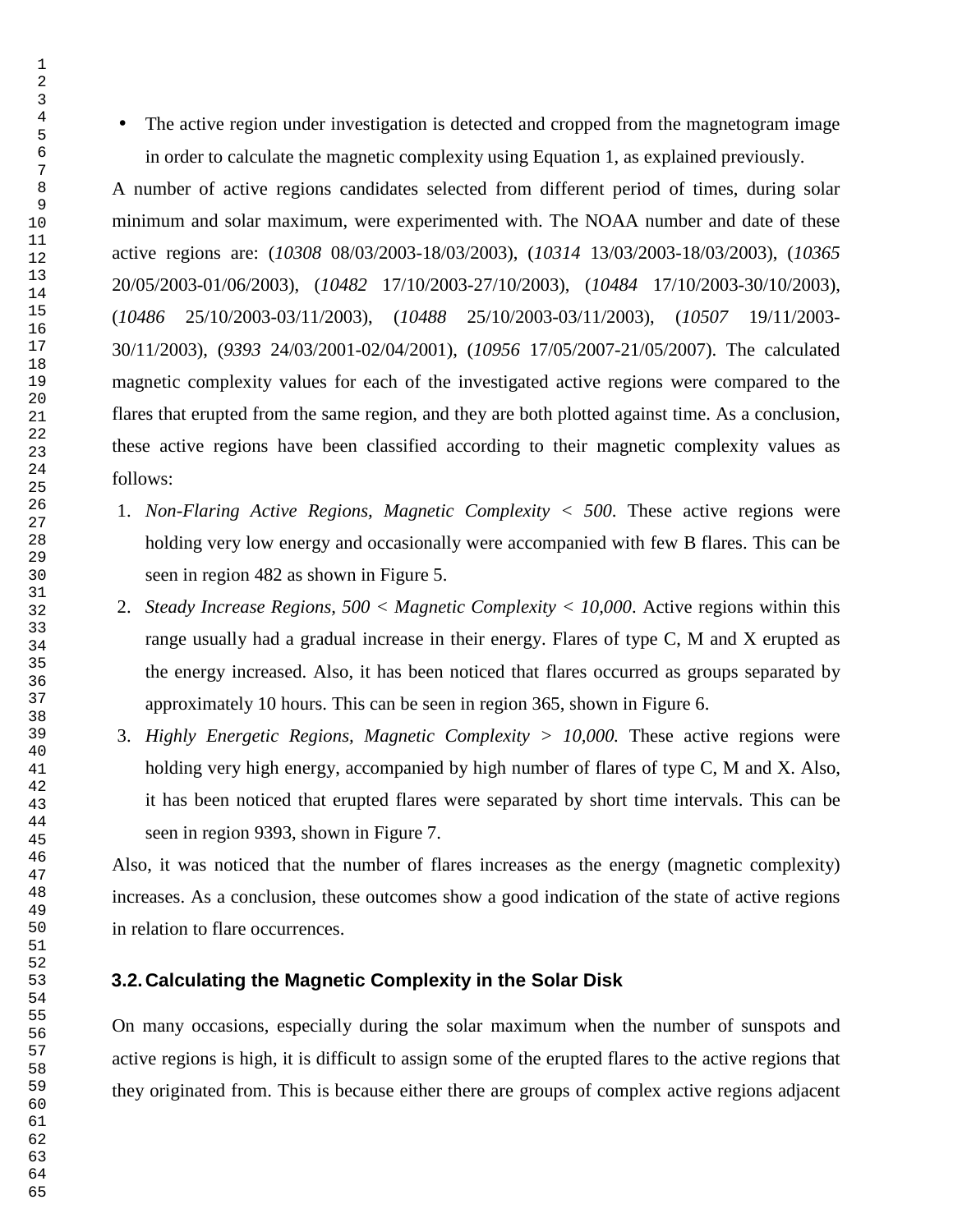- The active region under investigation is detected and cropped from the magnetogram image in order to calculate the magnetic complexity using Equation 1, as explained previously.

A number of active regions candidates selected from different period of times, during solar minimum and solar maximum, were experimented with. The NOAA number and date of these active regions are: (*10308* 08/03/2003-18/03/2003), (*10314* 13/03/2003-18/03/2003), (*10365* 20/05/2003-01/06/2003), (*10482* 17/10/2003-27/10/2003), (*10484* 17/10/2003-30/10/2003), (*10486* 25/10/2003-03/11/2003), (*10488* 25/10/2003-03/11/2003), (*10507* 19/11/2003-30/11/2003), (*9393* 24/03/2001-02/04/2001), (*10956* 17/05/2007-21/05/2007). The calculated magnetic complexity values for each of the investigated active regions were compared to the flares that erupted from the same region, and they are both plotted against time. As a conclusion, these active regions have been classified according to their magnetic complexity values as follows:

1. *Non-Flaring Active Regions, Magnetic Complexity < 500*. These active regions were holding very low energy and occasionally were accompanied with few B flares. This can be seen in region 482 as shown in Figure 5.
2. *Steady Increase Regions, 500 < Magnetic Complexity < 10,000*. Active regions within this range usually had a gradual increase in their energy. Flares of type C, M and X erupted as the energy increased. Also, it has been noticed that flares occurred as groups separated by approximately 10 hours. This can be seen in region 365, shown in Figure 6.
3. *Highly Energetic Regions, Magnetic Complexity > 10,000.* These active regions were holding very high energy, accompanied by high number of flares of type C, M and X. Also, it has been noticed that erupted flares were separated by short time intervals. This can be seen in region 9393, shown in Figure 7.

Also, it was noticed that the number of flares increases as the energy (magnetic complexity) increases. As a conclusion, these outcomes show a good indication of the state of active regions in relation to flare occurrences.

### 3.2. Calculating the Magnetic Complexity in the Solar Disk

On many occasions, especially during the solar maximum when the number of sunspots and active regions is high, it is difficult to assign some of the erupted flares to the active regions that they originated from. This is because either there are groups of complex active regions adjacent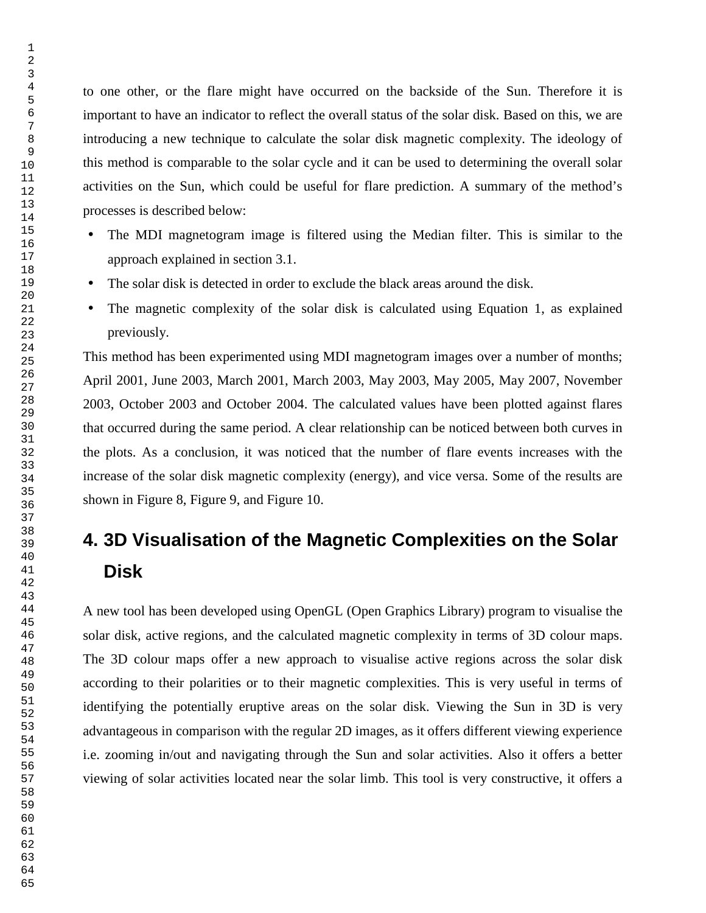to one other, or the flare might have occurred on the backside of the Sun. Therefore it is important to have an indicator to reflect the overall status of the solar disk. Based on this, we are introducing a new technique to calculate the solar disk magnetic complexity. The ideology of this method is comparable to the solar cycle and it can be used to determining the overall solar activities on the Sun, which could be useful for flare prediction. A summary of the method's processes is described below:

- The MDI magnetogram image is filtered using the Median filter. This is similar to the approach explained in section 3.1.
- The solar disk is detected in order to exclude the black areas around the disk.
- The magnetic complexity of the solar disk is calculated using Equation 1, as explained previously.

This method has been experimented using MDI magnetogram images over a number of months; April 2001, June 2003, March 2001, March 2003, May 2003, May 2005, May 2007, November 2003, October 2003 and October 2004. The calculated values have been plotted against flares that occurred during the same period. A clear relationship can be noticed between both curves in the plots. As a conclusion, it was noticed that the number of flare events increases with the increase of the solar disk magnetic complexity (energy), and vice versa. Some of the results are shown in Figure 8, Figure 9, and Figure 10.

## 4. 3D Visualisation of the Magnetic Complexities on the Solar Disk

A new tool has been developed using OpenGL (Open Graphics Library) program to visualise the solar disk, active regions, and the calculated magnetic complexity in terms of 3D colour maps. The 3D colour maps offer a new approach to visualise active regions across the solar disk according to their polarities or to their magnetic complexities. This is very useful in terms of identifying the potentially eruptive areas on the solar disk. Viewing the Sun in 3D is very advantageous in comparison with the regular 2D images, as it offers different viewing experience i.e. zooming in/out and navigating through the Sun and solar activities. Also it offers a better viewing of solar activities located near the solar limb. This tool is very constructive, it offers a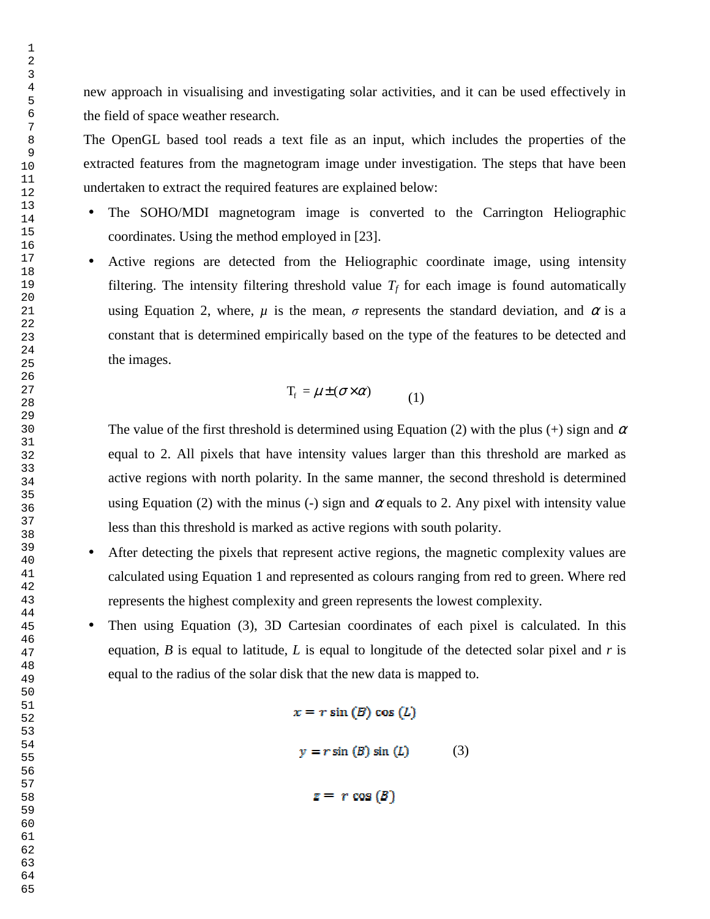new approach in visualising and investigating solar activities, and it can be used effectively in the field of space weather research.

The OpenGL based tool reads a text file as an input, which includes the properties of the extracted features from the magnetogram image under investigation. The steps that have been undertaken to extract the required features are explained below:

- The SOHO/MDI magnetogram image is converted to the Carrington Heliographic coordinates. Using the method employed in [23].
- Active regions are detected from the Heliographic coordinate image, using intensity filtering. The intensity filtering threshold value $T_f$ for each image is found automatically using Equation 2, where, $\mu$ is the mean, $\sigma$ represents the standard deviation, and $\alpha$ is a constant that is determined empirically based on the type of the features to be detected and the images.

$$T_f = \mu \pm (\sigma \times \alpha) \qquad (1)$$

  The value of the first threshold is determined using Equation (2) with the plus (+) sign and $\alpha$ equal to 2. All pixels that have intensity values larger than this threshold are marked as active regions with north polarity. In the same manner, the second threshold is determined using Equation (2) with the minus (-) sign and $\alpha$ equals to 2. Any pixel with intensity value less than this threshold is marked as active regions with south polarity.

- After detecting the pixels that represent active regions, the magnetic complexity values are calculated using Equation 1 and represented as colours ranging from red to green. Where red represents the highest complexity and green represents the lowest complexity.
- Then using Equation (3), 3D Cartesian coordinates of each pixel is calculated. In this equation, $B$ is equal to latitude, $L$ is equal to longitude of the detected solar pixel and $r$ is equal to the radius of the solar disk that the new data is mapped to.

$$
\begin{aligned}
x &= r \sin(B) \cos(L) \\
y &= r \sin(B) \sin(L) \qquad (3) \\
z &= r \cos(B)
\end{aligned}
$$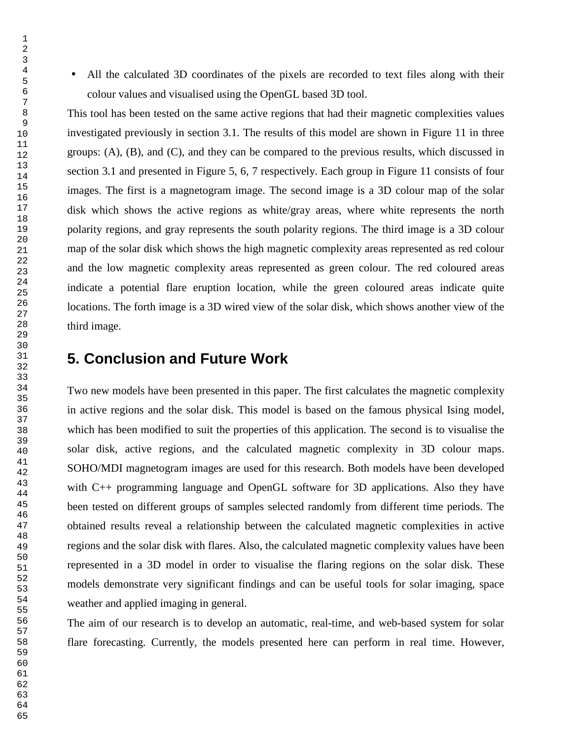- All the calculated 3D coordinates of the pixels are recorded to text files along with their colour values and visualised using the OpenGL based 3D tool.

This tool has been tested on the same active regions that had their magnetic complexities values investigated previously in section 3.1. The results of this model are shown in Figure 11 in three groups: (A), (B), and (C), and they can be compared to the previous results, which discussed in section 3.1 and presented in Figure 5, 6, 7 respectively. Each group in Figure 11 consists of four images. The first is a magnetogram image. The second image is a 3D colour map of the solar disk which shows the active regions as white/gray areas, where white represents the north polarity regions, and gray represents the south polarity regions. The third image is a 3D colour map of the solar disk which shows the high magnetic complexity areas represented as red colour and the low magnetic complexity areas represented as green colour. The red coloured areas indicate a potential flare eruption location, while the green coloured areas indicate quite locations. The forth image is a 3D wired view of the solar disk, which shows another view of the third image.

## 5. Conclusion and Future Work

Two new models have been presented in this paper. The first calculates the magnetic complexity in active regions and the solar disk. This model is based on the famous physical Ising model, which has been modified to suit the properties of this application. The second is to visualise the solar disk, active regions, and the calculated magnetic complexity in 3D colour maps. SOHO/MDI magnetogram images are used for this research. Both models have been developed with C++ programming language and OpenGL software for 3D applications. Also they have been tested on different groups of samples selected randomly from different time periods. The obtained results reveal a relationship between the calculated magnetic complexities in active regions and the solar disk with flares. Also, the calculated magnetic complexity values have been represented in a 3D model in order to visualise the flaring regions on the solar disk. These models demonstrate very significant findings and can be useful tools for solar imaging, space weather and applied imaging in general.

The aim of our research is to develop an automatic, real-time, and web-based system for solar flare forecasting. Currently, the models presented here can perform in real time. However,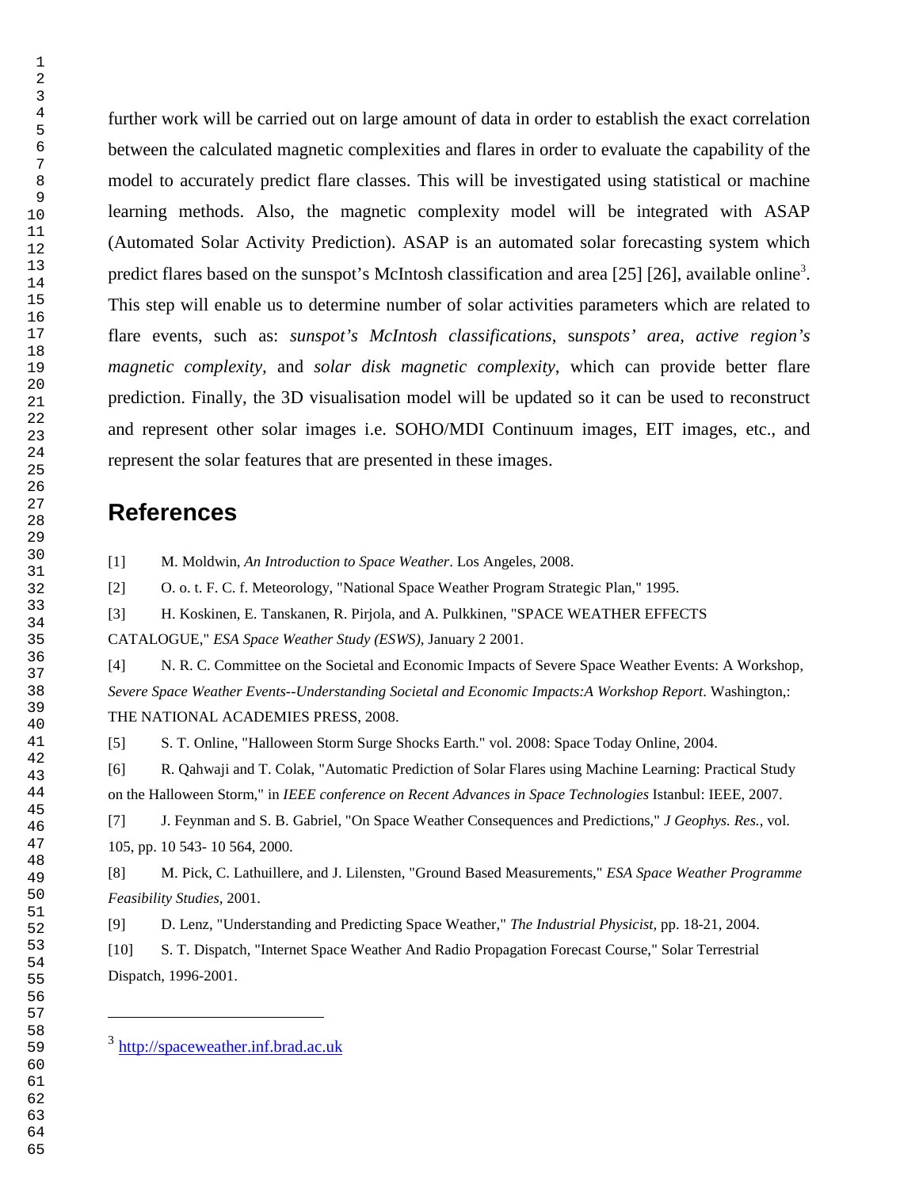further work will be carried out on large amount of data in order to establish the exact correlation between the calculated magnetic complexities and flares in order to evaluate the capability of the model to accurately predict flare classes. This will be investigated using statistical or machine learning methods. Also, the magnetic complexity model will be integrated with ASAP (Automated Solar Activity Prediction). ASAP is an automated solar forecasting system which predict flares based on the sunspot's McIntosh classification and area [25] [26], available online[3]. This step will enable us to determine number of solar activities parameters which are related to flare events, such as: *sunspot's McIntosh classifications*, s*unspots' area*, *active region's magnetic complexity*, and *solar disk magnetic complexity*, which can provide better flare prediction. Finally, the 3D visualisation model will be updated so it can be used to reconstruct and represent other solar images i.e. SOHO/MDI Continuum images, EIT images, etc., and represent the solar features that are presented in these images.

## References

[1] M. Moldwin, *An Introduction to Space Weather*. Los Angeles, 2008.

[2] O. o. t. F. C. f. Meteorology, "National Space Weather Program Strategic Plan," 1995.

[3] H. Koskinen, E. Tanskanen, R. Pirjola, and A. Pulkkinen, "SPACE WEATHER EFFECTS CATALOGUE," *ESA Space Weather Study (ESWS)*, January 2 2001.

[4] N. R. C. Committee on the Societal and Economic Impacts of Severe Space Weather Events: A Workshop, *Severe Space Weather Events--Understanding Societal and Economic Impacts:A Workshop Report*. Washington,: THE NATIONAL ACADEMIES PRESS, 2008.

[5] S. T. Online, "Halloween Storm Surge Shocks Earth." vol. 2008: Space Today Online, 2004.

[6] R. Qahwaji and T. Colak, "Automatic Prediction of Solar Flares using Machine Learning: Practical Study on the Halloween Storm," in *IEEE conference on Recent Advances in Space Technologies* Istanbul: IEEE, 2007.

[7] J. Feynman and S. B. Gabriel, "On Space Weather Consequences and Predictions," *J Geophys. Res.*, vol. 105, pp. 10 543- 10 564, 2000.

[8] M. Pick, C. Lathuillere, and J. Lilensten, "Ground Based Measurements," *ESA Space Weather Programme Feasibility Studies*, 2001.

[9] D. Lenz, "Understanding and Predicting Space Weather," *The Industrial Physicist*, pp. 18-21, 2004.

[10] S. T. Dispatch, "Internet Space Weather And Radio Propagation Forecast Course," Solar Terrestrial Dispatch, 1996-2001.

---

[3] http://spaceweather.inf.brad.ac.uk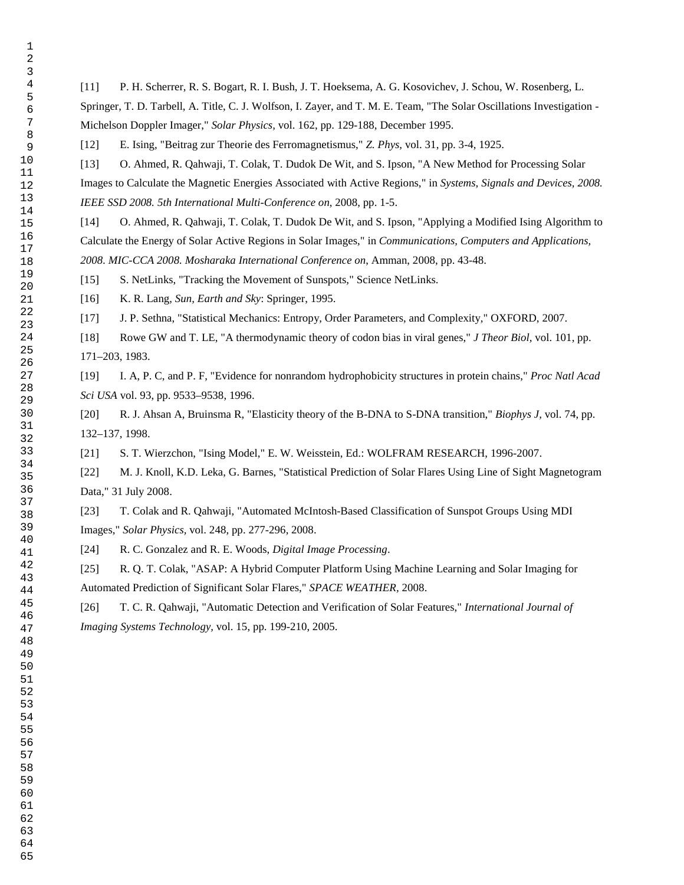[11] P. H. Scherrer, R. S. Bogart, R. I. Bush, J. T. Hoeksema, A. G. Kosovichev, J. Schou, W. Rosenberg, L. Springer, T. D. Tarbell, A. Title, C. J. Wolfson, I. Zayer, and T. M. E. Team, "The Solar Oscillations Investigation - Michelson Doppler Imager," *Solar Physics,* vol. 162, pp. 129-188, December 1995.

[12] E. Ising, "Beitrag zur Theorie des Ferromagnetismus," *Z. Phys,* vol. 31, pp. 3-4, 1925.

[13] O. Ahmed, R. Qahwaji, T. Colak, T. Dudok De Wit, and S. Ipson, "A New Method for Processing Solar Images to Calculate the Magnetic Energies Associated with Active Regions," in *Systems, Signals and Devices, 2008. IEEE SSD 2008. 5th International Multi-Conference on*, 2008, pp. 1-5.

[14] O. Ahmed, R. Qahwaji, T. Colak, T. Dudok De Wit, and S. Ipson, "Applying a Modified Ising Algorithm to Calculate the Energy of Solar Active Regions in Solar Images," in *Communications, Computers and Applications, 2008. MIC-CCA 2008. Mosharaka International Conference on*, Amman, 2008, pp. 43-48.

[15] S. NetLinks, "Tracking the Movement of Sunspots," Science NetLinks.

[16] K. R. Lang, *Sun, Earth and Sky*: Springer, 1995.

[17] J. P. Sethna, "Statistical Mechanics: Entropy, Order Parameters, and Complexity," OXFORD, 2007.

[18] Rowe GW and T. LE, "A thermodynamic theory of codon bias in viral genes," *J Theor Biol,* vol. 101, pp. 171–203, 1983.

[19] I. A, P. C, and P. F, "Evidence for nonrandom hydrophobicity structures in protein chains," *Proc Natl Acad Sci USA* vol. 93, pp. 9533–9538, 1996.

[20] R. J. Ahsan A, Bruinsma R, "Elasticity theory of the B-DNA to S-DNA transition," *Biophys J,* vol. 74, pp. 132–137, 1998.

[21] S. T. Wierzchon, "Ising Model," E. W. Weisstein, Ed.: WOLFRAM RESEARCH, 1996-2007.

[22] M. J. Knoll, K.D. Leka, G. Barnes, "Statistical Prediction of Solar Flares Using Line of Sight Magnetogram Data," 31 July 2008.

[23] T. Colak and R. Qahwaji, "Automated McIntosh-Based Classification of Sunspot Groups Using MDI Images," *Solar Physics,* vol. 248, pp. 277-296, 2008.

[24] R. C. Gonzalez and R. E. Woods, *Digital Image Processing*.

[25] R. Q. T. Colak, "ASAP: A Hybrid Computer Platform Using Machine Learning and Solar Imaging for Automated Prediction of Significant Solar Flares," *SPACE WEATHER*, 2008.

[26] T. C. R. Qahwaji, "Automatic Detection and Verification of Solar Features," *International Journal of Imaging Systems Technology,* vol. 15, pp. 199-210, 2005.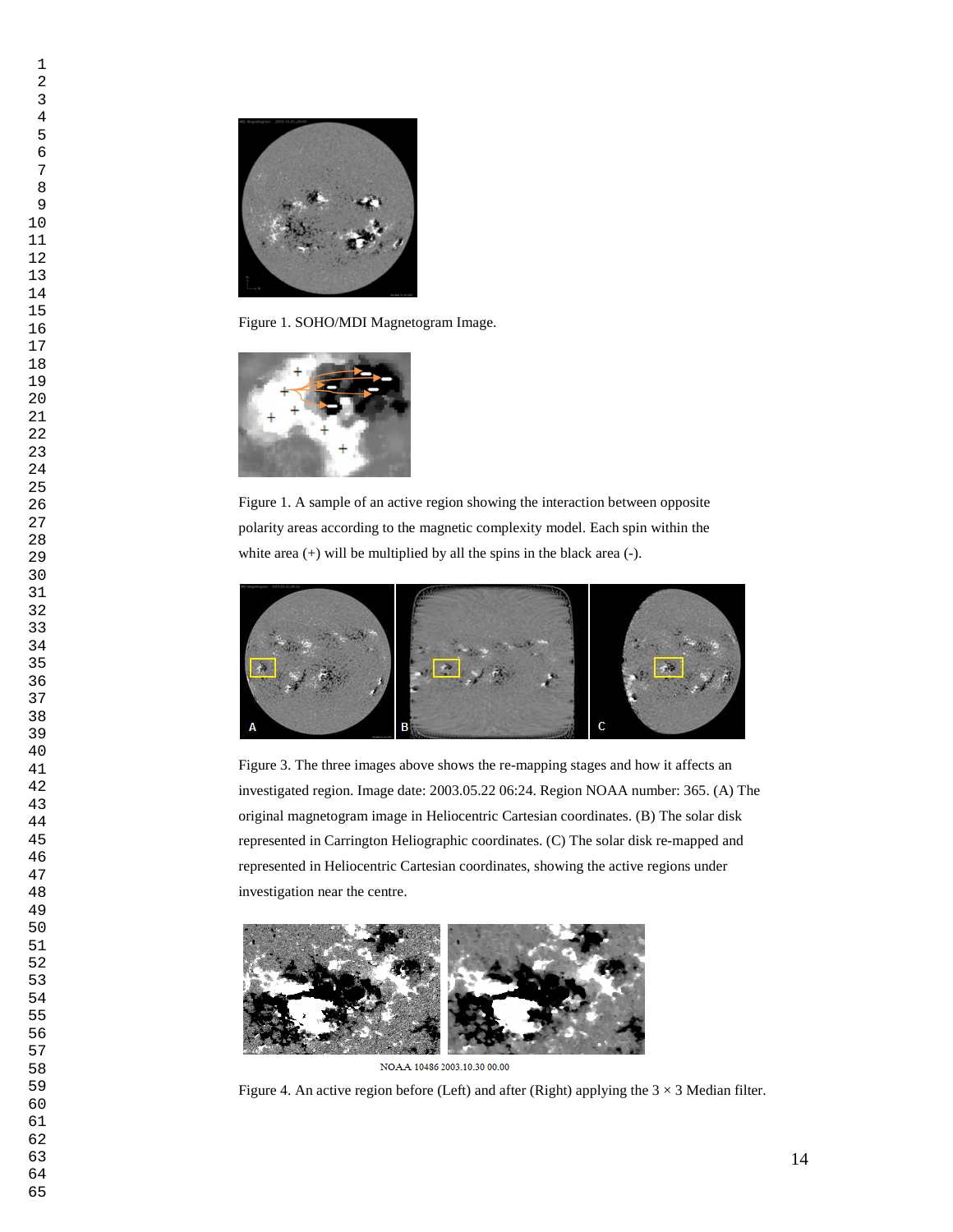Figure 1. SOHO/MDI Magnetogram Image.

Figure 1. A sample of an active region showing the interaction between opposite polarity areas according to the magnetic complexity model. Each spin within the white area (+) will be multiplied by all the spins in the black area (-).

Figure 3. The three images above shows the re-mapping stages and how it affects an investigated region. Image date: 2003.05.22 06:24. Region NOAA number: 365. (A) The original magnetogram image in Heliocentric Cartesian coordinates. (B) The solar disk represented in Carrington Heliographic coordinates. (C) The solar disk re-mapped and represented in Heliocentric Cartesian coordinates, showing the active regions under investigation near the centre.

NOAA 10486 2003.10.30 00.00

Figure 4. An active region before (Left) and after (Right) applying the $3 \times 3$ Median filter.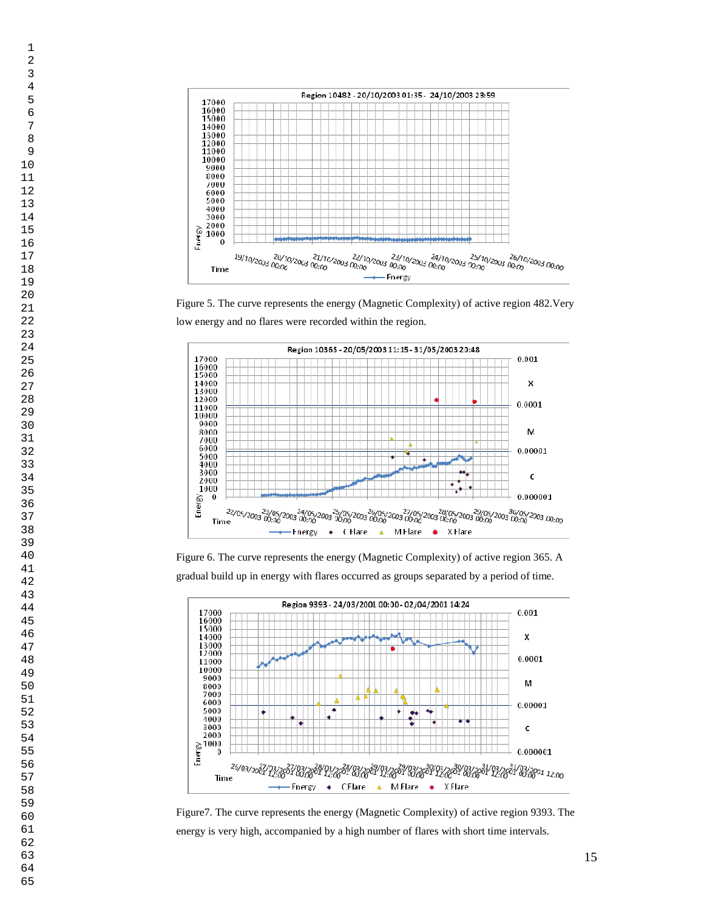Figure 5. The curve represents the energy (Magnetic Complexity) of active region 482.Very low energy and no flares were recorded within the region.

Figure 6. The curve represents the energy (Magnetic Complexity) of active region 365. A gradual build up in energy with flares occurred as groups separated by a period of time.

Figure7. The curve represents the energy (Magnetic Complexity) of active region 9393. The energy is very high, accompanied by a high number of flares with short time intervals.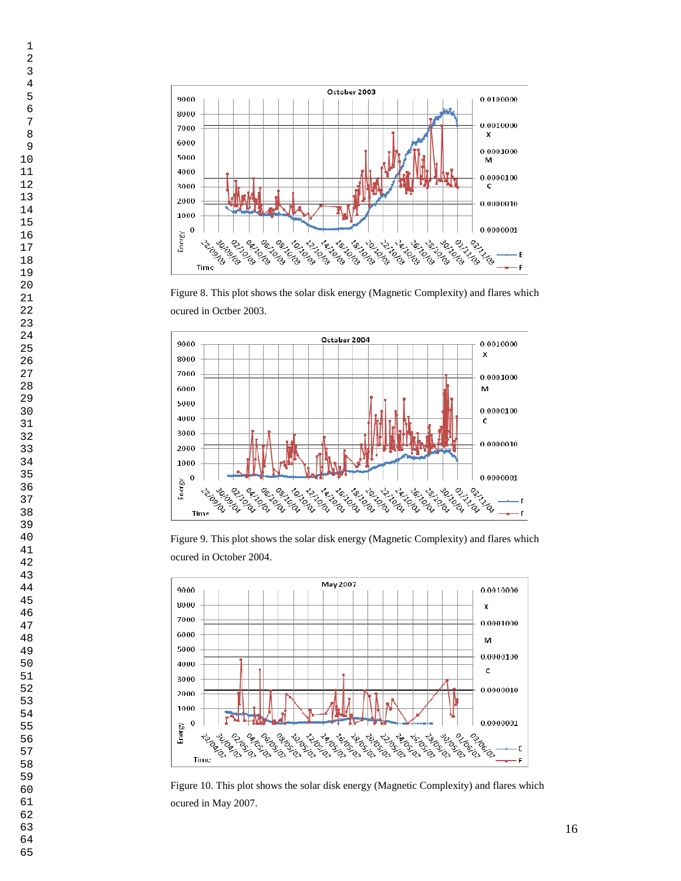Figure 8. This plot shows the solar disk energy (Magnetic Complexity) and flares which ocured in Octber 2003.

Figure 9. This plot shows the solar disk energy (Magnetic Complexity) and flares which ocured in October 2004.

Figure 10. This plot shows the solar disk energy (Magnetic Complexity) and flares which ocured in May 2007.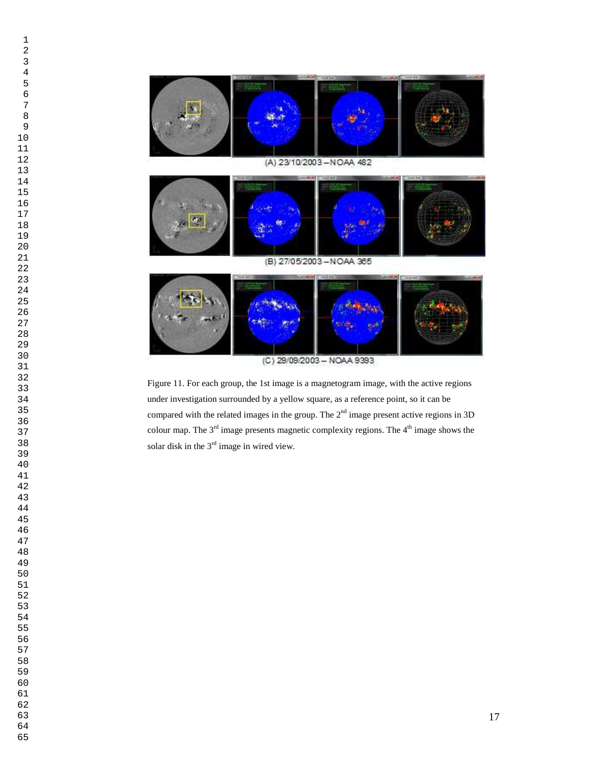(A) 23/10/2003 – NOAA 482

(B) 27/05/2003 – NOAA 365

(C) 29/09/2003 – NOAA 9393

Figure 11. For each group, the 1st image is a magnetogram image, with the active regions under investigation surrounded by a yellow square, as a reference point, so it can be compared with the related images in the group. The 2[nd] image present active regions in 3D colour map. The 3[rd] image presents magnetic complexity regions. The 4[th] image shows the solar disk in the 3[rd] image in wired view.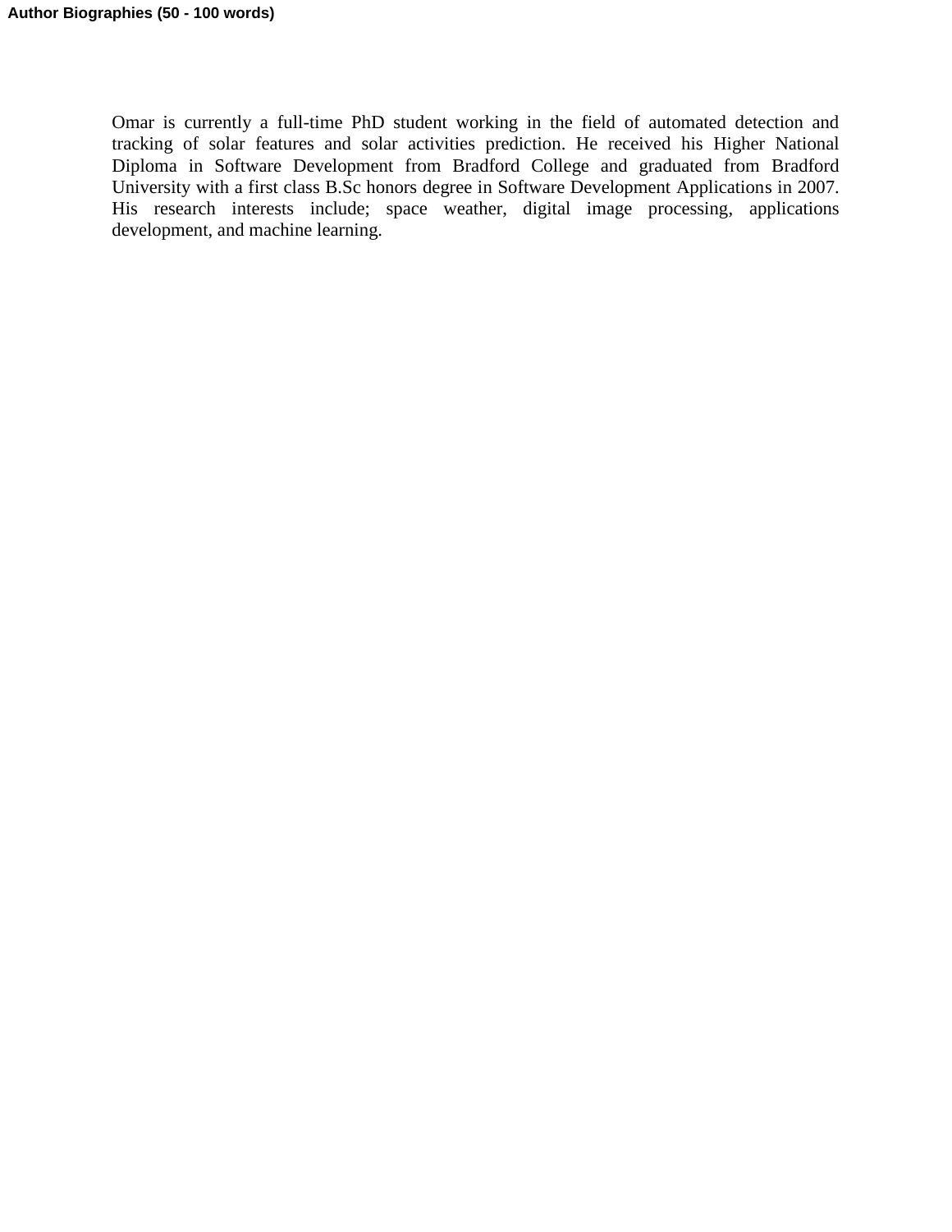**Author Biographies (50 - 100 words)**

Omar is currently a full-time PhD student working in the field of automated detection and tracking of solar features and solar activities prediction. He received his Higher National Diploma in Software Development from Bradford College and graduated from Bradford University with a first class B.Sc honors degree in Software Development Applications in 2007. His research interests include; space weather, digital image processing, applications development, and machine learning.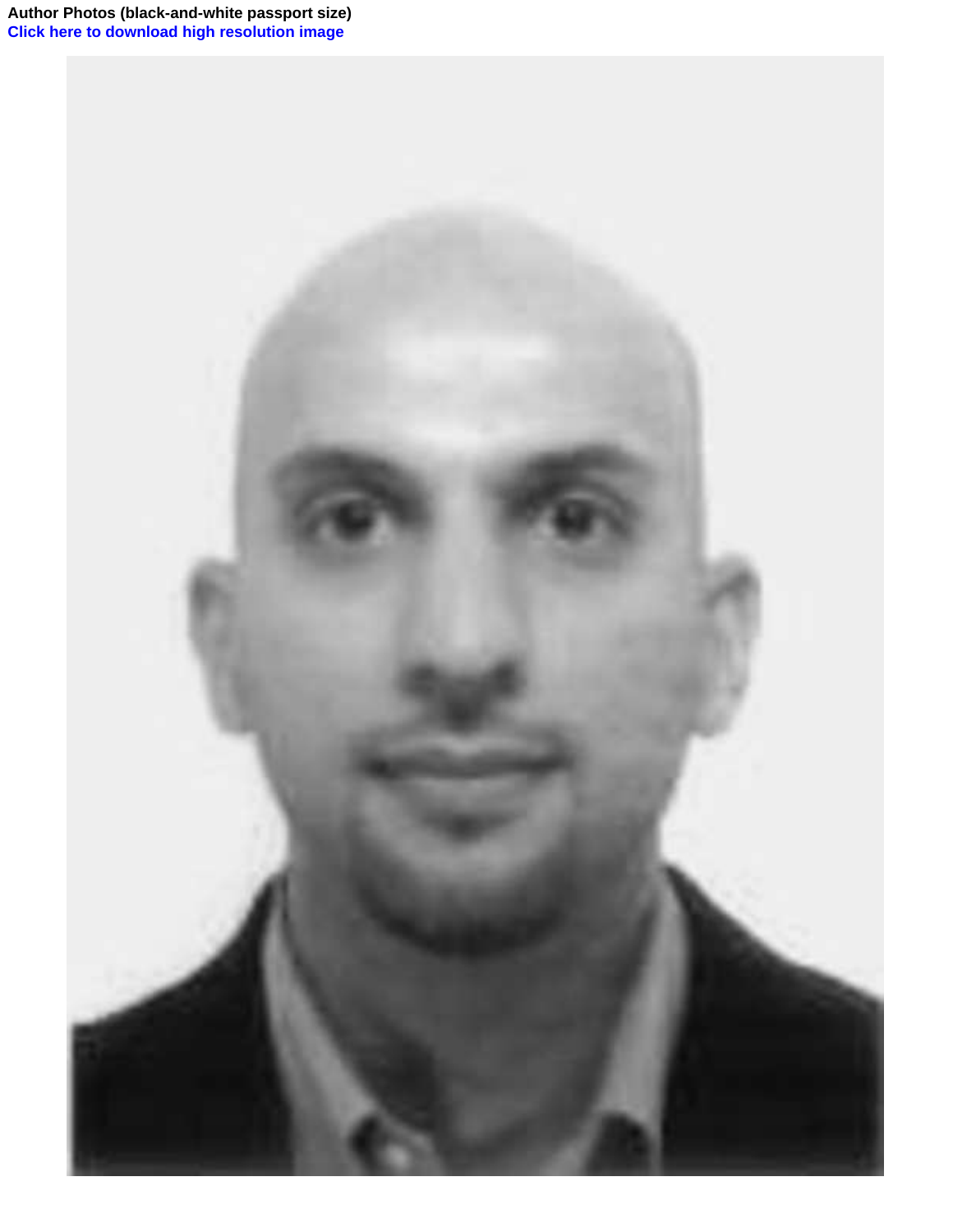**Author Photos (black-and-white passport size)**
**Click here to download high resolution image**